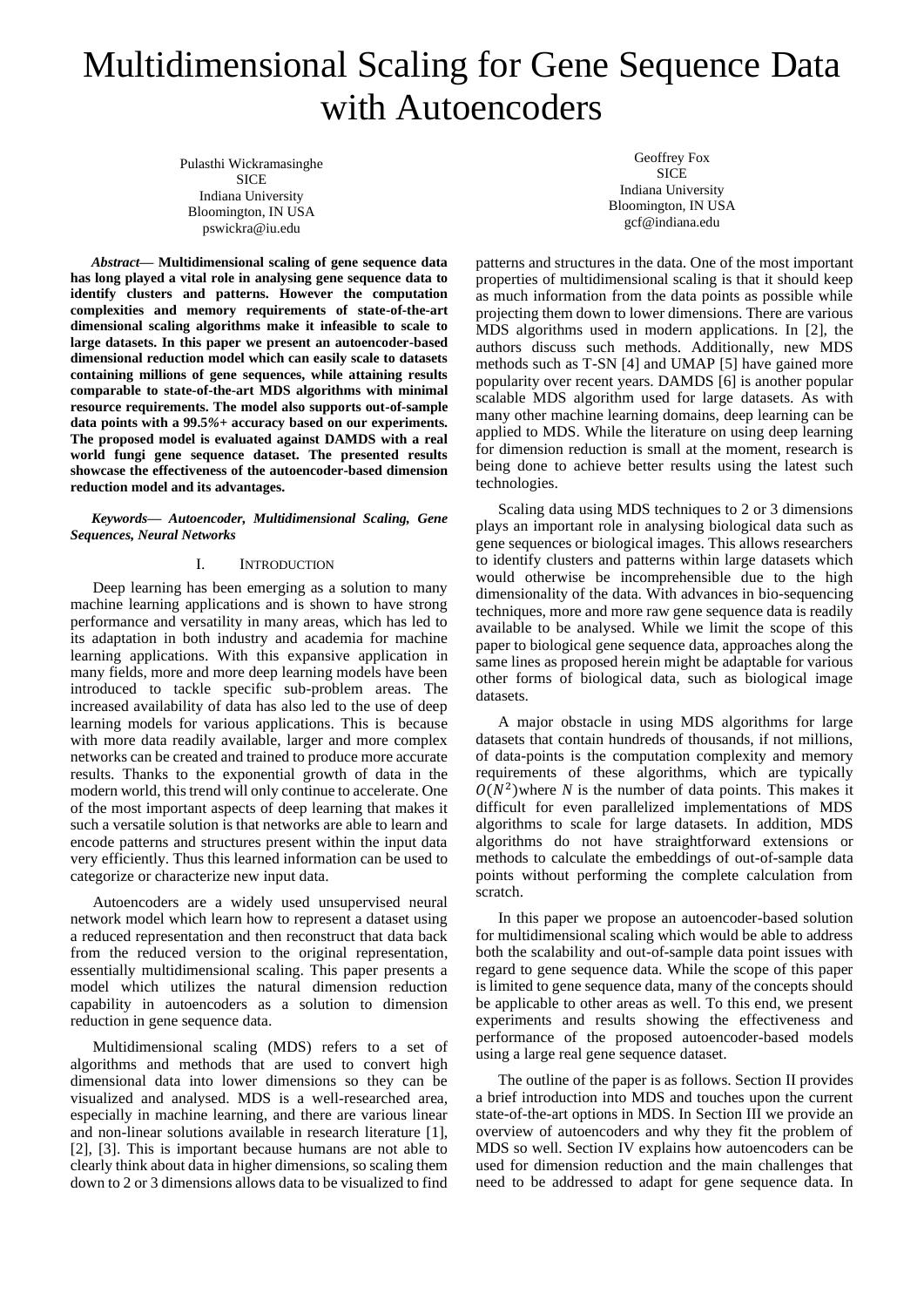# Multidimensional Scaling for Gene Sequence Data with Autoencoders

Pulasthi Wickramasinghe
SICE
Indiana University
Bloomington, IN USA
pswickra@iu.edu

Geoffrey Fox
SICE
Indiana University
Bloomington, IN USA
gcf@indiana.edu

***Abstract*— Multidimensional scaling of gene sequence data has long played a vital role in analysing gene sequence data to identify clusters and patterns. However the computation complexities and memory requirements of state-of-the-art dimensional scaling algorithms make it infeasible to scale to large datasets. In this paper we present an autoencoder-based dimensional reduction model which can easily scale to datasets containing millions of gene sequences, while attaining results comparable to state-of-the-art MDS algorithms with minimal resource requirements. The model also supports out-of-sample data points with a 99.5%+ accuracy based on our experiments. The proposed model is evaluated against DAMDS with a real world fungi gene sequence dataset. The presented results showcase the effectiveness of the autoencoder-based dimension reduction model and its advantages.**

***Keywords— Autoencoder, Multidimensional Scaling, Gene Sequences, Neural Networks***

## I. Introduction

Deep learning has been emerging as a solution to many machine learning applications and is shown to have strong performance and versatility in many areas, which has led to its adaptation in both industry and academia for machine learning applications. With this expansive application in many fields, more and more deep learning models have been introduced to tackle specific sub-problem areas. The increased availability of data has also led to the use of deep learning models for various applications. This is because with more data readily available, larger and more complex networks can be created and trained to produce more accurate results. Thanks to the exponential growth of data in the modern world, this trend will only continue to accelerate. One of the most important aspects of deep learning that makes it such a versatile solution is that networks are able to learn and encode patterns and structures present within the input data very efficiently. Thus this learned information can be used to categorize or characterize new input data.

Autoencoders are a widely used unsupervised neural network model which learn how to represent a dataset using a reduced representation and then reconstruct that data back from the reduced version to the original representation, essentially multidimensional scaling. This paper presents a model which utilizes the natural dimension reduction capability in autoencoders as a solution to dimension reduction in gene sequence data.

Multidimensional scaling (MDS) refers to a set of algorithms and methods that are used to convert high dimensional data into lower dimensions so they can be visualized and analysed. MDS is a well-researched area, especially in machine learning, and there are various linear and non-linear solutions available in research literature [1], [2], [3]. This is important because humans are not able to clearly think about data in higher dimensions, so scaling them down to 2 or 3 dimensions allows data to be visualized to find patterns and structures in the data. One of the most important properties of multidimensional scaling is that it should keep as much information from the data points as possible while projecting them down to lower dimensions. There are various MDS algorithms used in modern applications. In [2], the authors discuss such methods. Additionally, new MDS methods such as T-SN [4] and UMAP [5] have gained more popularity over recent years. DAMDS [6] is another popular scalable MDS algorithm used for large datasets. As with many other machine learning domains, deep learning can be applied to MDS. While the literature on using deep learning for dimension reduction is small at the moment, research is being done to achieve better results using the latest such technologies.

Scaling data using MDS techniques to 2 or 3 dimensions plays an important role in analysing biological data such as gene sequences or biological images. This allows researchers to identify clusters and patterns within large datasets which would otherwise be incomprehensible due to the high dimensionality of the data. With advances in bio-sequencing techniques, more and more raw gene sequence data is readily available to be analysed. While we limit the scope of this paper to biological gene sequence data, approaches along the same lines as proposed herein might be adaptable for various other forms of biological data, such as biological image datasets.

A major obstacle in using MDS algorithms for large datasets that contain hundreds of thousands, if not millions, of data-points is the computation complexity and memory requirements of these algorithms, which are typically $O(N^2)$where $N$ is the number of data points. This makes it difficult for even parallelized implementations of MDS algorithms to scale for large datasets. In addition, MDS algorithms do not have straightforward extensions or methods to calculate the embeddings of out-of-sample data points without performing the complete calculation from scratch.

In this paper we propose an autoencoder-based solution for multidimensional scaling which would be able to address both the scalability and out-of-sample data point issues with regard to gene sequence data. While the scope of this paper is limited to gene sequence data, many of the concepts should be applicable to other areas as well. To this end, we present experiments and results showing the effectiveness and performance of the proposed autoencoder-based models using a large real gene sequence dataset.

The outline of the paper is as follows. Section II provides a brief introduction into MDS and touches upon the current state-of-the-art options in MDS. In Section III we provide an overview of autoencoders and why they fit the problem of MDS so well. Section IV explains how autoencoders can be used for dimension reduction and the main challenges that need to be addressed to adapt for gene sequence data. In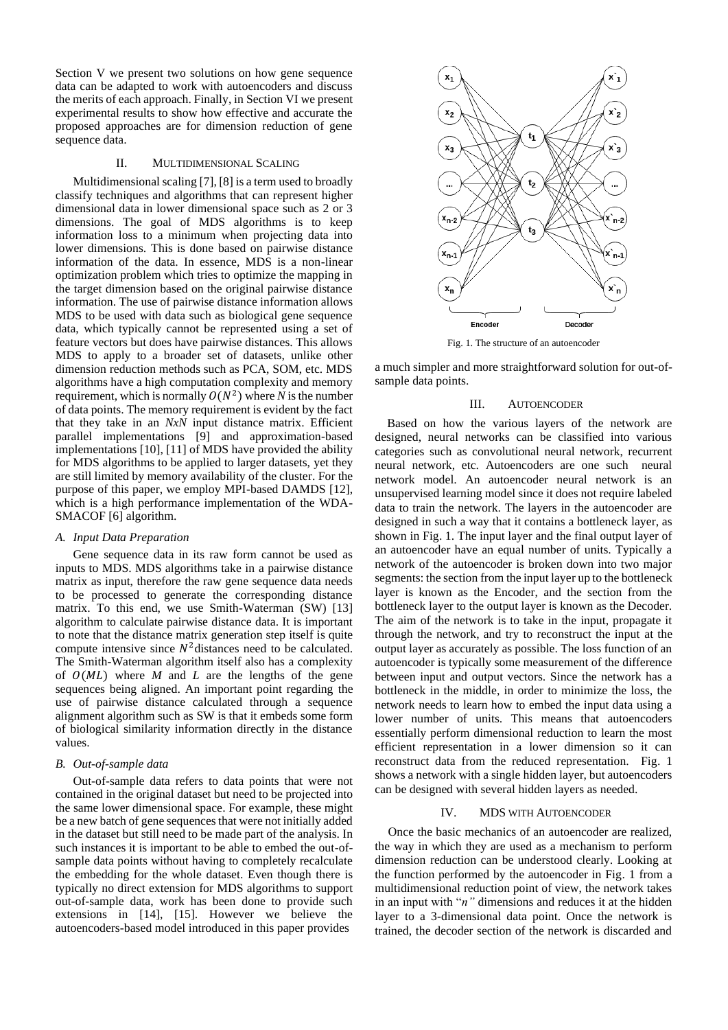Section V we present two solutions on how gene sequence data can be adapted to work with autoencoders and discuss the merits of each approach. Finally, in Section VI we present experimental results to show how effective and accurate the proposed approaches are for dimension reduction of gene sequence data.

## II. Multidimensional Scaling

Multidimensional scaling [7], [8] is a term used to broadly classify techniques and algorithms that can represent higher dimensional data in lower dimensional space such as 2 or 3 dimensions. The goal of MDS algorithms is to keep information loss to a minimum when projecting data into lower dimensions. This is done based on pairwise distance information of the data. In essence, MDS is a non-linear optimization problem which tries to optimize the mapping in the target dimension based on the original pairwise distance information. The use of pairwise distance information allows MDS to be used with data such as biological gene sequence data, which typically cannot be represented using a set of feature vectors but does have pairwise distances. This allows MDS to apply to a broader set of datasets, unlike other dimension reduction methods such as PCA, SOM, etc. MDS algorithms have a high computation complexity and memory requirement, which is normally $O(N^2)$ where $N$ is the number of data points. The memory requirement is evident by the fact that they take in an $NxN$ input distance matrix. Efficient parallel implementations [9] and approximation-based implementations [10], [11] of MDS have provided the ability for MDS algorithms to be applied to larger datasets, yet they are still limited by memory availability of the cluster. For the purpose of this paper, we employ MPI-based DAMDS [12], which is a high performance implementation of the WDA-SMACOF [6] algorithm.

### *A. Input Data Preparation*

Gene sequence data in its raw form cannot be used as inputs to MDS. MDS algorithms take in a pairwise distance matrix as input, therefore the raw gene sequence data needs to be processed to generate the corresponding distance matrix. To this end, we use Smith-Waterman (SW) [13] algorithm to calculate pairwise distance data. It is important to note that the distance matrix generation step itself is quite compute intensive since $N^2$ distances need to be calculated. The Smith-Waterman algorithm itself also has a complexity of $O(ML)$ where $M$ and $L$ are the lengths of the gene sequences being aligned. An important point regarding the use of pairwise distance calculated through a sequence alignment algorithm such as SW is that it embeds some form of biological similarity information directly in the distance values.

### *B. Out-of-sample data*

Out-of-sample data refers to data points that were not contained in the original dataset but need to be projected into the same lower dimensional space. For example, these might be a new batch of gene sequences that were not initially added in the dataset but still need to be made part of the analysis. In such instances it is important to be able to embed the out-of-sample data points without having to completely recalculate the embedding for the whole dataset. Even though there is typically no direct extension for MDS algorithms to support out-of-sample data, work has been done to provide such extensions in [14], [15]. However we believe the autoencoders-based model introduced in this paper provides a much simpler and more straightforward solution for out-of-sample data points.

Fig. 1. The structure of an autoencoder

## III. Autoencoder

Based on how the various layers of the network are designed, neural networks can be classified into various categories such as convolutional neural network, recurrent neural network, etc. Autoencoders are one such neural network model. An autoencoder neural network is an unsupervised learning model since it does not require labeled data to train the network. The layers in the autoencoder are designed in such a way that it contains a bottleneck layer, as shown in Fig. 1. The input layer and the final output layer of an autoencoder have an equal number of units. Typically a network of the autoencoder is broken down into two major segments: the section from the input layer up to the bottleneck layer is known as the Encoder, and the section from the bottleneck layer to the output layer is known as the Decoder. The aim of the network is to take in the input, propagate it through the network, and try to reconstruct the input at the output layer as accurately as possible. The loss function of an autoencoder is typically some measurement of the difference between input and output vectors. Since the network has a bottleneck in the middle, in order to minimize the loss, the network needs to learn how to embed the input data using a lower number of units. This means that autoencoders essentially perform dimensional reduction to learn the most efficient representation in a lower dimension so it can reconstruct data from the reduced representation. Fig. 1 shows a network with a single hidden layer, but autoencoders can be designed with several hidden layers as needed.

## IV. MDS with Autoencoder

Once the basic mechanics of an autoencoder are realized, the way in which they are used as a mechanism to perform dimension reduction can be understood clearly. Looking at the function performed by the autoencoder in Fig. 1 from a multidimensional reduction point of view, the network takes in an input with "*n"* dimensions and reduces it at the hidden layer to a 3-dimensional data point. Once the network is trained, the decoder section of the network is discarded and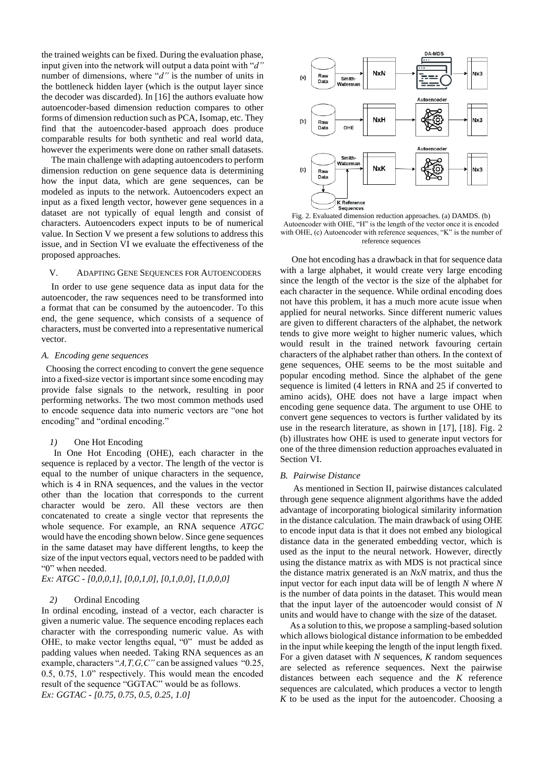the trained weights can be fixed. During the evaluation phase, input given into the network will output a data point with "*d"* number of dimensions, where "*d"* is the number of units in the bottleneck hidden layer (which is the output layer since the decoder was discarded). In [16] the authors evaluate how autoencoder-based dimension reduction compares to other forms of dimension reduction such as PCA, Isomap, etc. They find that the autoencoder-based approach does produce comparable results for both synthetic and real world data, however the experiments were done on rather small datasets.

The main challenge with adapting autoencoders to perform dimension reduction on gene sequence data is determining how the input data, which are gene sequences, can be modeled as inputs to the network. Autoencoders expect an input as a fixed length vector, however gene sequences in a dataset are not typically of equal length and consist of characters. Autoencoders expect inputs to be of numerical value. In Section V we present a few solutions to address this issue, and in Section VI we evaluate the effectiveness of the proposed approaches.

## V. Adapting Gene Sequences for Autoencoders

In order to use gene sequence data as input data for the autoencoder, the raw sequences need to be transformed into a format that can be consumed by the autoencoder. To this end, the gene sequence, which consists of a sequence of characters, must be converted into a representative numerical vector.

### A. Encoding gene sequences

Choosing the correct encoding to convert the gene sequence into a fixed-size vector is important since some encoding may provide false signals to the network, resulting in poor performing networks. The two most common methods used to encode sequence data into numeric vectors are "one hot encoding" and "ordinal encoding."

#### 1) One Hot Encoding

In One Hot Encoding (OHE), each character in the sequence is replaced by a vector. The length of the vector is equal to the number of unique characters in the sequence, which is 4 in RNA sequences, and the values in the vector other than the location that corresponds to the current character would be zero. All these vectors are then concatenated to create a single vector that represents the whole sequence. For example, an RNA sequence *ATGC* would have the encoding shown below. Since gene sequences in the same dataset may have different lengths, to keep the size of the input vectors equal, vectors need to be padded with "0" when needed.

*Ex: ATGC - [0,0,0,1], [0,0,1,0], [0,1,0,0], [1,0,0,0]*

#### 2) Ordinal Encoding

In ordinal encoding, instead of a vector, each character is given a numeric value. The sequence encoding replaces each character with the corresponding numeric value. As with OHE, to make vector lengths equal, "0" must be added as padding values when needed. Taking RNA sequences as an example, characters "*A,T,G,C"* can be assigned values "0.25, 0.5, 0.75, 1.0" respectively. This would mean the encoded result of the sequence "GGTAC" would be as follows.

*Ex: GGTAC - [0.75, 0.75, 0.5, 0.25, 1.0]*

Fig. 2. Evaluated dimension reduction approaches. (a) DAMDS. (b) Autoencoder with OHE, "H" is the length of the vector once it is encoded with OHE, (c) Autoencoder with reference sequences, "K" is the number of reference sequences

One hot encoding has a drawback in that for sequence data with a large alphabet, it would create very large encoding since the length of the vector is the size of the alphabet for each character in the sequence. While ordinal encoding does not have this problem, it has a much more acute issue when applied for neural networks. Since different numeric values are given to different characters of the alphabet, the network tends to give more weight to higher numeric values, which would result in the trained network favouring certain characters of the alphabet rather than others. In the context of gene sequences, OHE seems to be the most suitable and popular encoding method. Since the alphabet of the gene sequence is limited (4 letters in RNA and 25 if converted to amino acids), OHE does not have a large impact when encoding gene sequence data. The argument to use OHE to convert gene sequences to vectors is further validated by its use in the research literature, as shown in [17], [18]. Fig. 2 (b) illustrates how OHE is used to generate input vectors for one of the three dimension reduction approaches evaluated in Section VI.

### B. Pairwise Distance

As mentioned in Section II, pairwise distances calculated through gene sequence alignment algorithms have the added advantage of incorporating biological similarity information in the distance calculation. The main drawback of using OHE to encode input data is that it does not embed any biological distance data in the generated embedding vector, which is used as the input to the neural network. However, directly using the distance matrix as with MDS is not practical since the distance matrix generated is an $NxN$ matrix, and thus the input vector for each input data will be of length $N$ where $N$ is the number of data points in the dataset. This would mean that the input layer of the autoencoder would consist of $N$ units and would have to change with the size of the dataset.

As a solution to this, we propose a sampling-based solution which allows biological distance information to be embedded in the input while keeping the length of the input length fixed. For a given dataset with $N$ sequences, $K$ random sequences are selected as reference sequences. Next the pairwise distances between each sequence and the $K$ reference sequences are calculated, which produces a vector to length $K$ to be used as the input for the autoencoder. Choosing a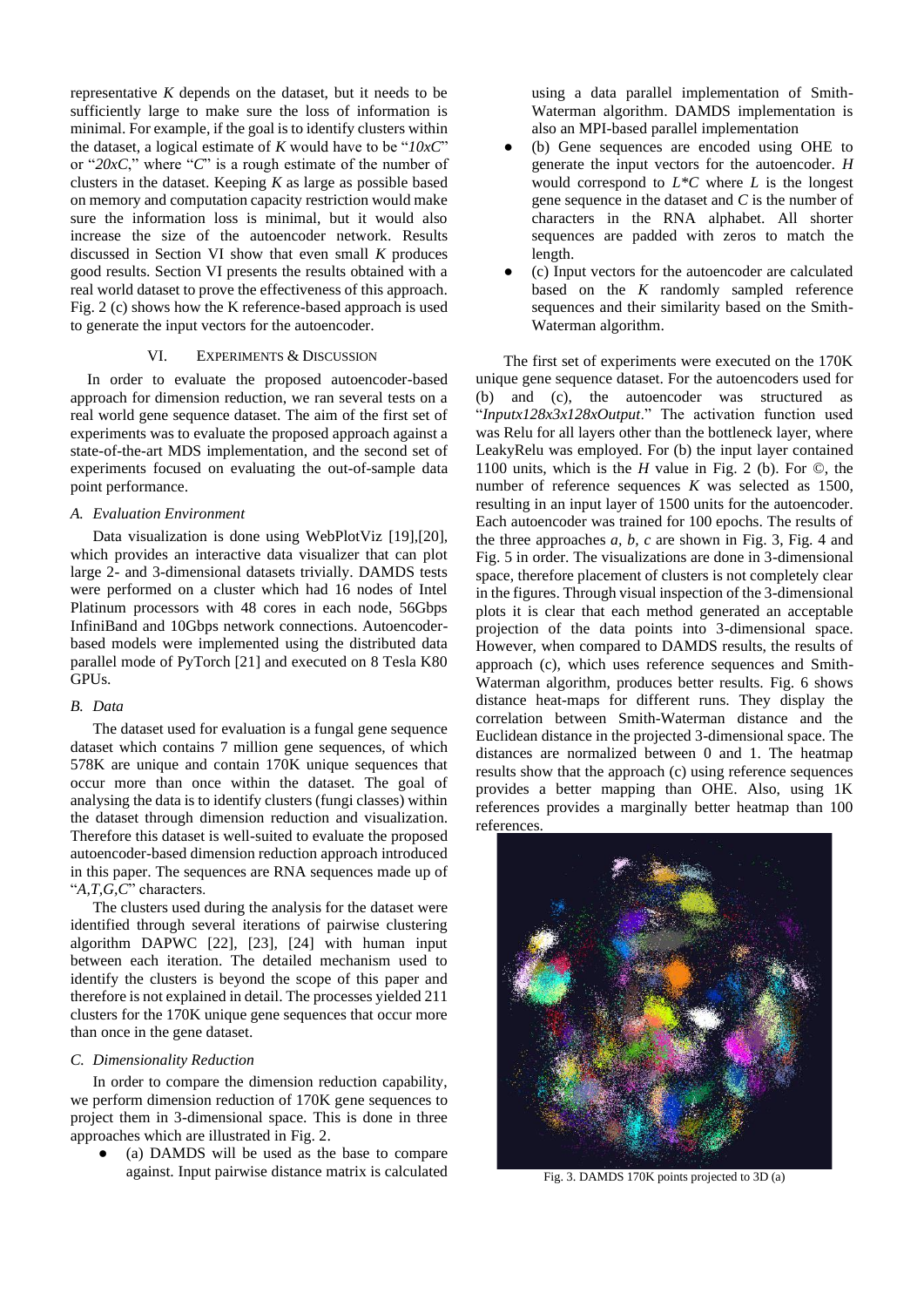representative *K* depends on the dataset, but it needs to be sufficiently large to make sure the loss of information is minimal. For example, if the goal is to identify clusters within the dataset, a logical estimate of *K* would have to be "*10xC*" or "*20xC*," where "*C*" is a rough estimate of the number of clusters in the dataset. Keeping *K* as large as possible based on memory and computation capacity restriction would make sure the information loss is minimal, but it would also increase the size of the autoencoder network. Results discussed in Section VI show that even small *K* produces good results. Section VI presents the results obtained with a real world dataset to prove the effectiveness of this approach. Fig. 2 (c) shows how the K reference-based approach is used to generate the input vectors for the autoencoder.

## VI. Experiments & Discussion

In order to evaluate the proposed autoencoder-based approach for dimension reduction, we ran several tests on a real world gene sequence dataset. The aim of the first set of experiments was to evaluate the proposed approach against a state-of-the-art MDS implementation, and the second set of experiments focused on evaluating the out-of-sample data point performance.

### *A. Evaluation Environment*

Data visualization is done using WebPlotViz [19],[20], which provides an interactive data visualizer that can plot large 2- and 3-dimensional datasets trivially. DAMDS tests were performed on a cluster which had 16 nodes of Intel Platinum processors with 48 cores in each node, 56Gbps InfiniBand and 10Gbps network connections. Autoencoder-based models were implemented using the distributed data parallel mode of PyTorch [21] and executed on 8 Tesla K80 GPUs.

### *B. Data*

The dataset used for evaluation is a fungal gene sequence dataset which contains 7 million gene sequences, of which 578K are unique and contain 170K unique sequences that occur more than once within the dataset. The goal of analysing the data is to identify clusters (fungi classes) within the dataset through dimension reduction and visualization. Therefore this dataset is well-suited to evaluate the proposed autoencoder-based dimension reduction approach introduced in this paper. The sequences are RNA sequences made up of "*A,T,G,C*" characters.

The clusters used during the analysis for the dataset were identified through several iterations of pairwise clustering algorithm DAPWC [22], [23], [24] with human input between each iteration. The detailed mechanism used to identify the clusters is beyond the scope of this paper and therefore is not explained in detail. The processes yielded 211 clusters for the 170K unique gene sequences that occur more than once in the gene dataset.

### *C. Dimensionality Reduction*

In order to compare the dimension reduction capability, we perform dimension reduction of 170K gene sequences to project them in 3-dimensional space. This is done in three approaches which are illustrated in Fig. 2.

- (a) DAMDS will be used as the base to compare against. Input pairwise distance matrix is calculated using a data parallel implementation of Smith-Waterman algorithm. DAMDS implementation is also an MPI-based parallel implementation
- (b) Gene sequences are encoded using OHE to generate the input vectors for the autoencoder. *H* would correspond to *L\*C* where *L* is the longest gene sequence in the dataset and *C* is the number of characters in the RNA alphabet. All shorter sequences are padded with zeros to match the length.
- (c) Input vectors for the autoencoder are calculated based on the *K* randomly sampled reference sequences and their similarity based on the Smith-Waterman algorithm.

The first set of experiments were executed on the 170K unique gene sequence dataset. For the autoencoders used for (b) and (c), the autoencoder was structured as "*Inputx128x3x128xOutput*." The activation function used was Relu for all layers other than the bottleneck layer, where LeakyRelu was employed. For (b) the input layer contained 1100 units, which is the *H* value in Fig. 2 (b). For ©, the number of reference sequences *K* was selected as 1500, resulting in an input layer of 1500 units for the autoencoder. Each autoencoder was trained for 100 epochs. The results of the three approaches *a, b, c* are shown in Fig. 3, Fig. 4 and Fig. 5 in order. The visualizations are done in 3-dimensional space, therefore placement of clusters is not completely clear in the figures. Through visual inspection of the 3-dimensional plots it is clear that each method generated an acceptable projection of the data points into 3-dimensional space. However, when compared to DAMDS results, the results of approach (c), which uses reference sequences and Smith-Waterman algorithm, produces better results. Fig. 6 shows distance heat-maps for different runs. They display the correlation between Smith-Waterman distance and the Euclidean distance in the projected 3-dimensional space. The distances are normalized between 0 and 1. The heatmap results show that the approach (c) using reference sequences provides a better mapping than OHE. Also, using 1K references provides a marginally better heatmap than 100 references.

Fig. 3. DAMDS 170K points projected to 3D (a)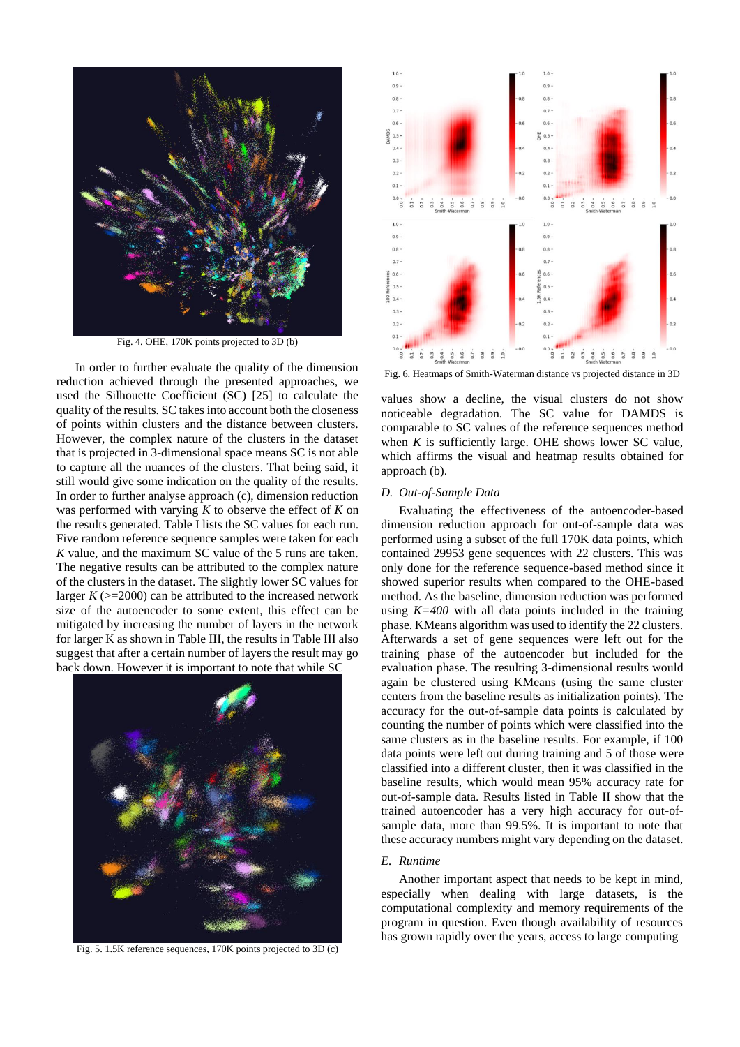Fig. 4. OHE, 170K points projected to 3D (b)

In order to further evaluate the quality of the dimension reduction achieved through the presented approaches, we used the Silhouette Coefficient (SC) [25] to calculate the quality of the results. SC takes into account both the closeness of points within clusters and the distance between clusters. However, the complex nature of the clusters in the dataset that is projected in 3-dimensional space means SC is not able to capture all the nuances of the clusters. That being said, it still would give some indication on the quality of the results. In order to further analyse approach (c), dimension reduction was performed with varying $K$ to observe the effect of $K$ on the results generated. Table I lists the SC values for each run. Five random reference sequence samples were taken for each $K$ value, and the maximum SC value of the 5 runs are taken. The negative results can be attributed to the complex nature of the clusters in the dataset. The slightly lower SC values for larger $K$ (>=2000) can be attributed to the increased network size of the autoencoder to some extent, this effect can be mitigated by increasing the number of layers in the network for larger K as shown in Table III, the results in Table III also suggest that after a certain number of layers the result may go back down. However it is important to note that while SC values show a decline, the visual clusters do not show noticeable degradation. The SC value for DAMDS is comparable to SC values of the reference sequences method when $K$ is sufficiently large. OHE shows lower SC value, which affirms the visual and heatmap results obtained for approach (b).

Fig. 5. 1.5K reference sequences, 170K points projected to 3D (c)

Fig. 6. Heatmaps of Smith-Waterman distance vs projected distance in 3D

### D. Out-of-Sample Data

Evaluating the effectiveness of the autoencoder-based dimension reduction approach for out-of-sample data was performed using a subset of the full 170K data points, which contained 29953 gene sequences with 22 clusters. This was only done for the reference sequence-based method since it showed superior results when compared to the OHE-based method. As the baseline, dimension reduction was performed using $K=400$ with all data points included in the training phase. KMeans algorithm was used to identify the 22 clusters. Afterwards a set of gene sequences were left out for the training phase of the autoencoder but included for the evaluation phase. The resulting 3-dimensional results would again be clustered using KMeans (using the same cluster centers from the baseline results as initialization points). The accuracy for the out-of-sample data points is calculated by counting the number of points which were classified into the same clusters as in the baseline results. For example, if 100 data points were left out during training and 5 of those were classified into a different cluster, then it was classified in the baseline results, which would mean 95% accuracy rate for out-of-sample data. Results listed in Table II show that the trained autoencoder has a very high accuracy for out-of-sample data, more than 99.5%. It is important to note that these accuracy numbers might vary depending on the dataset.

### E. Runtime

Another important aspect that needs to be kept in mind, especially when dealing with large datasets, is the computational complexity and memory requirements of the program in question. Even though availability of resources has grown rapidly over the years, access to large computing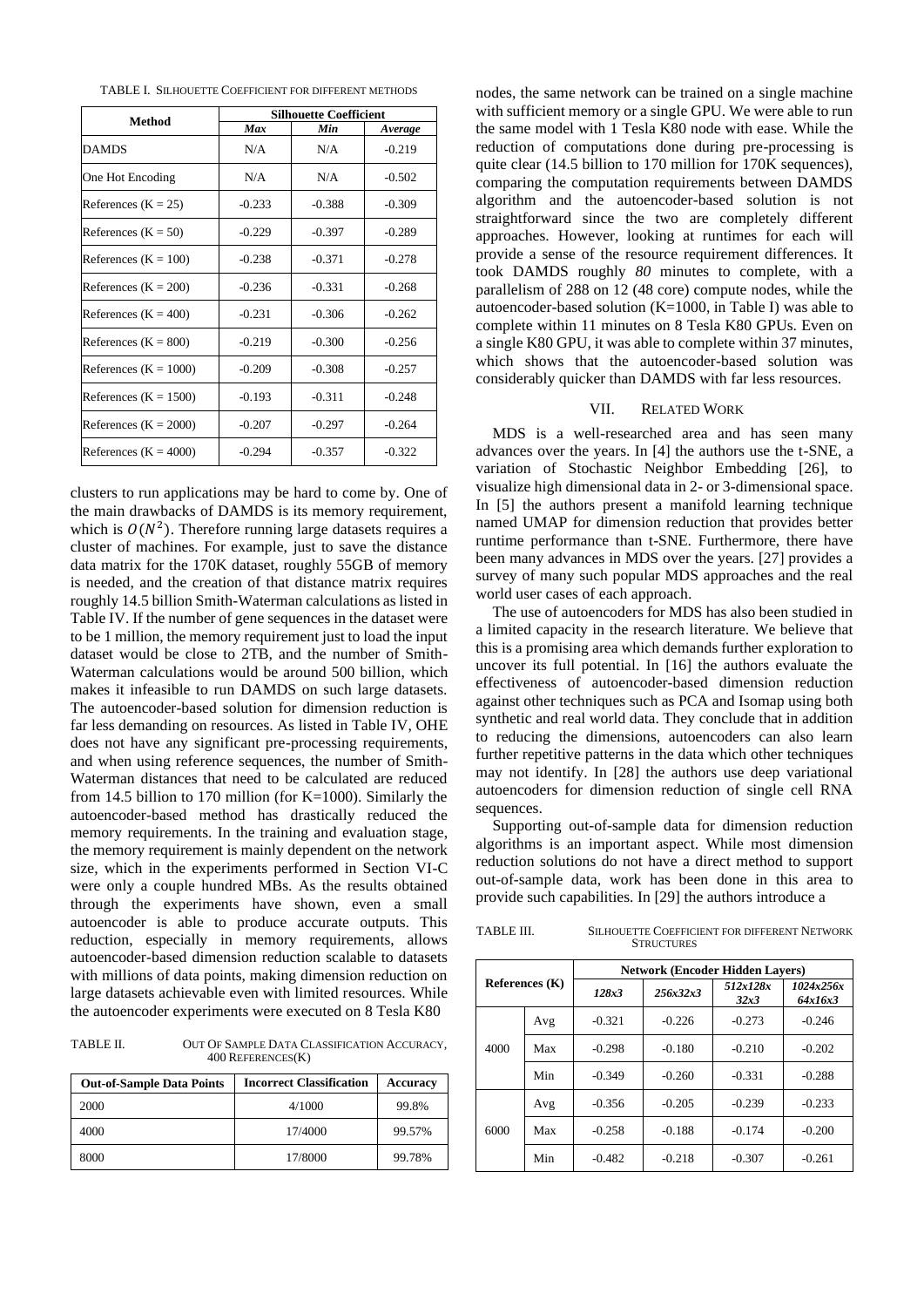TABLE I. Silhouette Coefficient for different methods

| Method | Silhouette Coefficient | | |
|---|---|---|---|
| | *Max* | *Min* | *Average* |
| DAMDS | N/A | N/A | -0.219 |
| One Hot Encoding | N/A | N/A | -0.502 |
| References (K = 25) | -0.233 | -0.388 | -0.309 |
| References (K = 50) | -0.229 | -0.397 | -0.289 |
| References (K = 100) | -0.238 | -0.371 | -0.278 |
| References (K = 200) | -0.236 | -0.331 | -0.268 |
| References (K = 400) | -0.231 | -0.306 | -0.262 |
| References (K = 800) | -0.219 | -0.300 | -0.256 |
| References (K = 1000) | -0.209 | -0.308 | -0.257 |
| References (K = 1500) | -0.193 | -0.311 | -0.248 |
| References (K = 2000) | -0.207 | -0.297 | -0.264 |
| References (K = 4000) | -0.294 | -0.357 | -0.322 |

clusters to run applications may be hard to come by. One of the main drawbacks of DAMDS is its memory requirement, which is $O(N^2)$. Therefore running large datasets requires a cluster of machines. For example, just to save the distance data matrix for the 170K dataset, roughly 55GB of memory is needed, and the creation of that distance matrix requires roughly 14.5 billion Smith-Waterman calculations as listed in Table IV. If the number of gene sequences in the dataset were to be 1 million, the memory requirement just to load the input dataset would be close to 2TB, and the number of Smith-Waterman calculations would be around 500 billion, which makes it infeasible to run DAMDS on such large datasets. The autoencoder-based solution for dimension reduction is far less demanding on resources. As listed in Table IV, OHE does not have any significant pre-processing requirements, and when using reference sequences, the number of Smith-Waterman distances that need to be calculated are reduced from 14.5 billion to 170 million (for K=1000). Similarly the autoencoder-based method has drastically reduced the memory requirements. In the training and evaluation stage, the memory requirement is mainly dependent on the network size, which in the experiments performed in Section VI-C were only a couple hundred MBs. As the results obtained through the experiments have shown, even a small autoencoder is able to produce accurate outputs. This reduction, especially in memory requirements, allows autoencoder-based dimension reduction scalable to datasets with millions of data points, making dimension reduction on large datasets achievable even with limited resources. While the autoencoder experiments were executed on 8 Tesla K80 nodes, the same network can be trained on a single machine with sufficient memory or a single GPU. We were able to run the same model with 1 Tesla K80 node with ease. While the reduction of computations done during pre-processing is quite clear (14.5 billion to 170 million for 170K sequences), comparing the computation requirements between DAMDS algorithm and the autoencoder-based solution is not straightforward since the two are completely different approaches. However, looking at runtimes for each will provide a sense of the resource requirement differences. It took DAMDS roughly *80* minutes to complete, with a parallelism of 288 on 12 (48 core) compute nodes, while the autoencoder-based solution (K=1000, in Table I) was able to complete within 11 minutes on 8 Tesla K80 GPUs. Even on a single K80 GPU, it was able to complete within 37 minutes, which shows that the autoencoder-based solution was considerably quicker than DAMDS with far less resources.

TABLE II. Out of Sample Data Classification Accuracy, 400 References(K)

| Out-of-Sample Data Points | Incorrect Classification | Accuracy |
|---|---|---|
| 2000 | 4/1000 | 99.8% |
| 4000 | 17/4000 | 99.57% |
| 8000 | 17/8000 | 99.78% |

## VII. Related Work

MDS is a well-researched area and has seen many advances over the years. In [4] the authors use the t-SNE, a variation of Stochastic Neighbor Embedding [26], to visualize high dimensional data in 2- or 3-dimensional space. In [5] the authors present a manifold learning technique named UMAP for dimension reduction that provides better runtime performance than t-SNE. Furthermore, there have been many advances in MDS over the years. [27] provides a survey of many such popular MDS approaches and the real world user cases of each approach.

The use of autoencoders for MDS has also been studied in a limited capacity in the research literature. We believe that this is a promising area which demands further exploration to uncover its full potential. In [16] the authors evaluate the effectiveness of autoencoder-based dimension reduction against other techniques such as PCA and Isomap using both synthetic and real world data. They conclude that in addition to reducing the dimensions, autoencoders can also learn further repetitive patterns in the data which other techniques may not identify. In [28] the authors use deep variational autoencoders for dimension reduction of single cell RNA sequences.

Supporting out-of-sample data for dimension reduction algorithms is an important aspect. While most dimension reduction solutions do not have a direct method to support out-of-sample data, work has been done in this area to provide such capabilities. In [29] the authors introduce a

TABLE III. Silhouette Coefficient for different Network Structures

| References (K) | | Network (Encoder Hidden Layers) | | | |
|---|---|---|---|---|---|
| | | *128x3* | *256x32x3* | *512x128x 32x3* | *1024x256x 64x16x3* |
| 4000 | Avg | -0.321 | -0.226 | -0.273 | -0.246 |
| | Max | -0.298 | -0.180 | -0.210 | -0.202 |
| | Min | -0.349 | -0.260 | -0.331 | -0.288 |
| 6000 | Avg | -0.356 | -0.205 | -0.239 | -0.233 |
| | Max | -0.258 | -0.188 | -0.174 | -0.200 |
| | Min | -0.482 | -0.218 | -0.307 | -0.261 |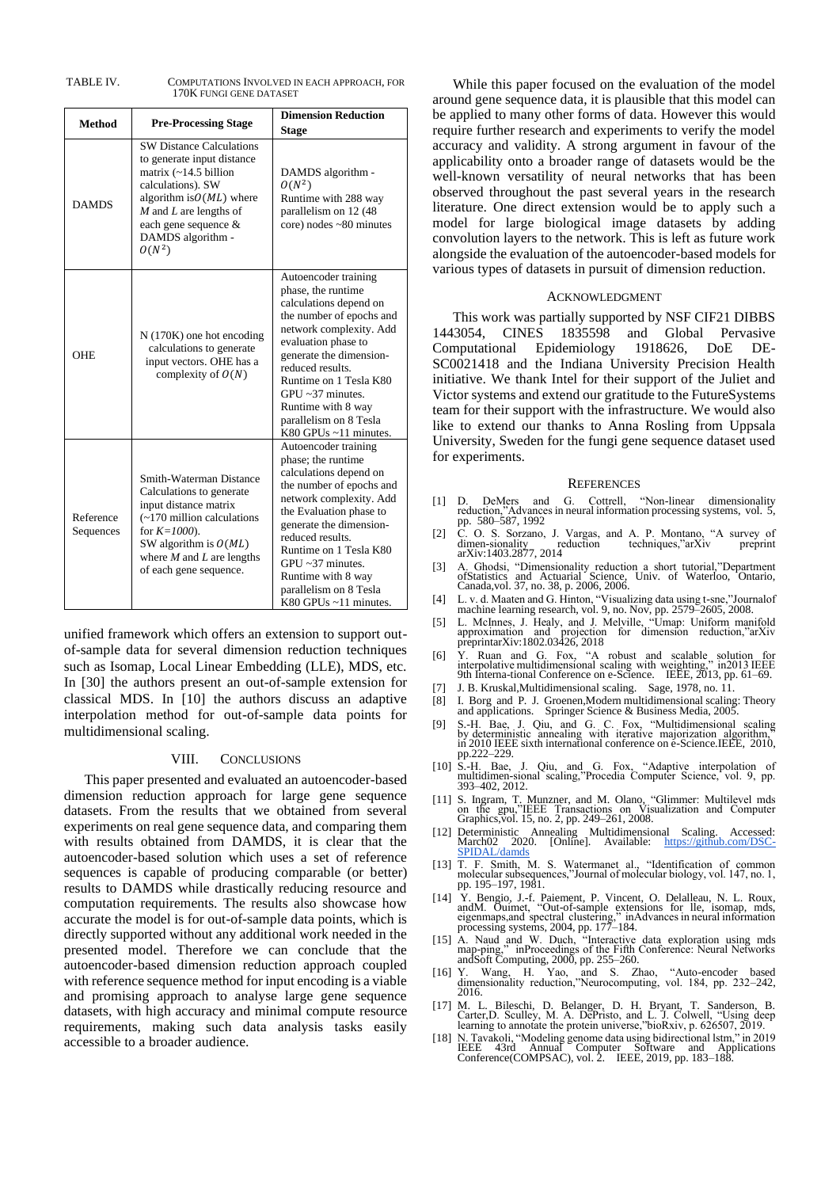TABLE IV. COMPUTATIONS INVOLVED IN EACH APPROACH, FOR 170K FUNGI GENE DATASET

| Method | Pre-Processing Stage | Dimension Reduction Stage |
| --- | --- | --- |
| DAMDS | SW Distance Calculations to generate input distance matrix (~14.5 billion calculations). SW algorithm is $O(ML)$ where $M$ and $L$ are lengths of each gene sequence & DAMDS algorithm - $O(N^2)$ | DAMDS algorithm - $O(N^2)$ Runtime with 288 way parallelism on 12 (48 core) nodes ~80 minutes |
| OHE | N (170K) one hot encoding calculations to generate input vectors. OHE has a complexity of $O(N)$ | Autoencoder training phase, the runtime calculations depend on the number of epochs and network complexity. Add evaluation phase to generate the dimension-reduced results. Runtime on 1 Tesla K80 GPU ~37 minutes. Runtime with 8 way parallelism on 8 Tesla K80 GPUs ~11 minutes. |
| Reference Sequences | Smith-Waterman Distance Calculations to generate input distance matrix (~170 million calculations for *K=1000*). SW algorithm is $O(ML)$ where $M$ and $L$ are lengths of each gene sequence. | Autoencoder training phase; the runtime calculations depend on the number of epochs and network complexity. Add the Evaluation phase to generate the dimension-reduced results. Runtime on 1 Tesla K80 GPU ~37 minutes. Runtime with 8 way parallelism on 8 Tesla K80 GPUs ~11 minutes. |

unified framework which offers an extension to support out-of-sample data for several dimension reduction techniques such as Isomap, Local Linear Embedding (LLE), MDS, etc. In [30] the authors present an out-of-sample extension for classical MDS. In [10] the authors discuss an adaptive interpolation method for out-of-sample data points for multidimensional scaling.

## VIII. CONCLUSIONS

This paper presented and evaluated an autoencoder-based dimension reduction approach for large gene sequence datasets. From the results that we obtained from several experiments on real gene sequence data, and comparing them with results obtained from DAMDS, it is clear that the autoencoder-based solution which uses a set of reference sequences is capable of producing comparable (or better) results to DAMDS while drastically reducing resource and computation requirements. The results also showcase how accurate the model is for out-of-sample data points, which is directly supported without any additional work needed in the presented model. Therefore we can conclude that the autoencoder-based dimension reduction approach coupled with reference sequence method for input encoding is a viable and promising approach to analyse large gene sequence datasets, with high accuracy and minimal compute resource requirements, making such data analysis tasks easily accessible to a broader audience.

While this paper focused on the evaluation of the model around gene sequence data, it is plausible that this model can be applied to many other forms of data. However this would require further research and experiments to verify the model accuracy and validity. A strong argument in favour of the applicability onto a broader range of datasets would be the well-known versatility of neural networks that has been observed throughout the past several years in the research literature. One direct extension would be to apply such a model for large biological image datasets by adding convolution layers to the network. This is left as future work alongside the evaluation of the autoencoder-based models for various types of datasets in pursuit of dimension reduction.

## ACKNOWLEDGMENT

This work was partially supported by NSF CIF21 DIBBS 1443054, CINES 1835598 and Global Pervasive Computational Epidemiology 1918626, DoE DE-SC0021418 and the Indiana University Precision Health initiative. We thank Intel for their support of the Juliet and Victor systems and extend our gratitude to the FutureSystems team for their support with the infrastructure. We would also like to extend our thanks to Anna Rosling from Uppsala University, Sweden for the fungi gene sequence dataset used for experiments.

## REFERENCES

[1] D. DeMers and G. Cottrell, "Non-linear dimensionality reduction,"Advances in neural information processing systems, vol. 5, pp. 580–587, 1992

[2] C. O. S. Sorzano, J. Vargas, and A. P. Montano, "A survey of dimen-sionality reduction techniques,"arXiv preprint arXiv:1403.2877, 2014

[3] A. Ghodsi, "Dimensionality reduction a short tutorial,"Department ofStatistics and Actuarial Science, Univ. of Waterloo, Ontario, Canada,vol. 37, no. 38, p. 2006, 2006.

[4] L. v. d. Maaten and G. Hinton, "Visualizing data using t-sne,"Journalof machine learning research, vol. 9, no. Nov, pp. 2579–2605, 2008.

[5] L. McInnes, J. Healy, and J. Melville, "Umap: Uniform manifold approximation and projection for dimension reduction,"arXiv preprintarXiv:1802.03426, 2018

[6] Y. Ruan and G. Fox, "A robust and scalable solution for interpolative multidimensional scaling with weighting," in2013 IEEE 9th Interna-tional Conference on e-Science. IEEE, 2013, pp. 61–69.

[7] J. B. Kruskal,Multidimensional scaling. Sage, 1978, no. 11.

[8] I. Borg and P. J. Groenen,Modern multidimensional scaling: Theory and applications. Springer Science & Business Media, 2005.

[9] S.-H. Bae, J. Qiu, and G. C. Fox, "Multidimensional scaling by deterministic annealing with iterative majorization algorithm," in 2010 IEEE sixth international conference on e-Science.IEEE, 2010, pp.222–229.

[10] S.-H. Bae, J. Qiu, and G. Fox, "Adaptive interpolation of multidimen-sional scaling,"Procedia Computer Science, vol. 9, pp. 393–402, 2012.

[11] S. Ingram, T. Munzner, and M. Olano, "Glimmer: Multilevel mds on the gpu,"IEEE Transactions on Visualization and Computer Graphics,vol. 15, no. 2, pp. 249–261, 2008.

[12] Deterministic Annealing Multidimensional Scaling. Accessed: March02 2020. [Online]. Available: https://github.com/DSC-SPIDAL/damds

[13] T. F. Smith, M. S. Watermanet al., "Identification of common molecular subsequences,"Journal of molecular biology, vol. 147, no. 1, pp. 195–197, 1981.

[14] Y. Bengio, J.-f. Paiement, P. Vincent, O. Delalleau, N. L. Roux, andM. Ouimet, "Out-of-sample extensions for lle, isomap, mds, eigenmaps,and spectral clustering," inAdvances in neural information processing systems, 2004, pp. 177–184.

[15] A. Naud and W. Duch, "Interactive data exploration using mds map-ping," inProceedings of the Fifth Conference: Neural Networks andSoft Computing, 2000, pp. 255–260.

[16] Y. Wang, H. Yao, and S. Zhao, "Auto-encoder based dimensionality reduction,"Neurocomputing, vol. 184, pp. 232–242, 2016.

[17] M. L. Bileschi, D. Belanger, D. H. Bryant, T. Sanderson, B. Carter,D. Sculley, M. A. DePristo, and L. J. Colwell, "Using deep learning to annotate the protein universe,"bioRxiv, p. 626507, 2019.

[18] N. Tavakoli, "Modeling genome data using bidirectional lstm," in 2019 IEEE 43rd Annual Computer Software and Applications Conference(COMPSAC), vol. 2. IEEE, 2019, pp. 183–188.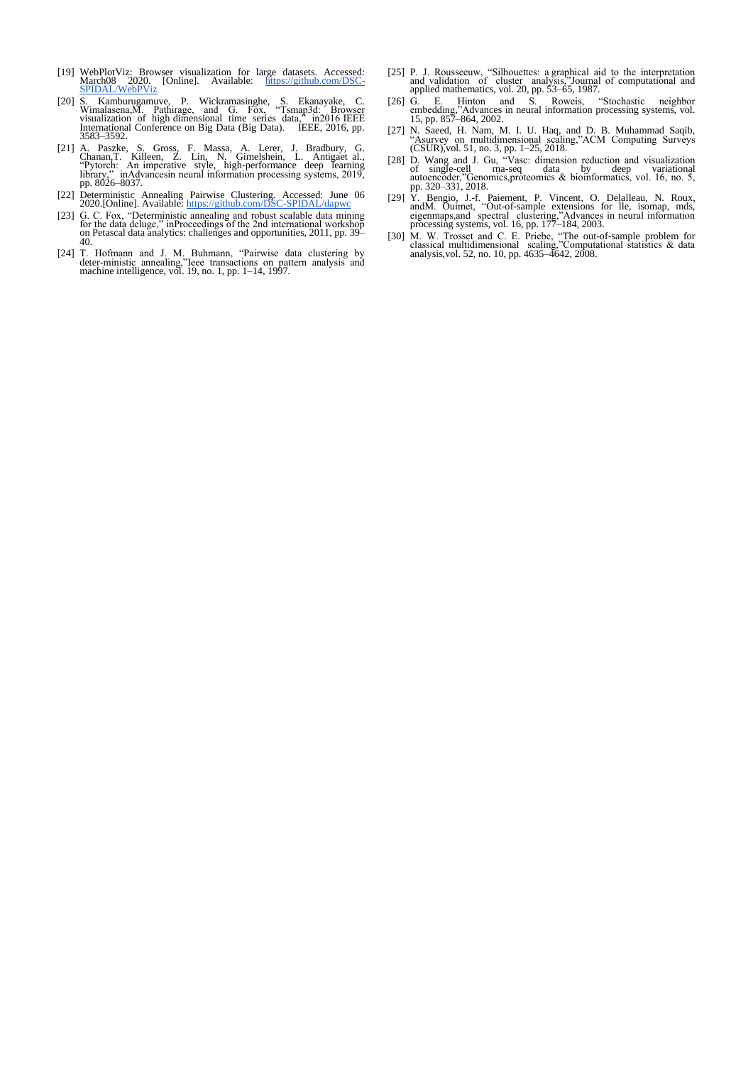[19] WebPlotViz: Browser visualization for large datasets. Accessed: March08 2020. [Online]. Available: https://github.com/DSC-SPIDAL/WebPViz

[20] S. Kamburugamuve, P. Wickramasinghe, S. Ekanayake, C. Wimalasena,M. Pathirage, and G. Fox, "Tsmap3d: Browser visualization of high dimensional time series data," in2016 IEEE International Conference on Big Data (Big Data). IEEE, 2016, pp. 3583–3592.

[21] A. Paszke, S. Gross, F. Massa, A. Lerer, J. Bradbury, G. Chanan,T. Killeen, Z. Lin, N. Gimelshein, L. Antigaet al., "Pytorch: An imperative style, high-performance deep learning library," inAdvancesin neural information processing systems, 2019, pp. 8026–8037.

[22] Deterministic Annealing Pairwise Clustering. Accessed: June 06 2020.[Online]. Available: https://github.com/DSC-SPIDAL/dapwc

[23] G. C. Fox, "Deterministic annealing and robust scalable data mining for the data deluge," inProceedings of the 2nd international workshop on Petascal data analytics: challenges and opportunities, 2011, pp. 39–40.

[24] T. Hofmann and J. M. Buhmann, "Pairwise data clustering by deter-ministic annealing,"Ieee transactions on pattern analysis and machine intelligence, vol. 19, no. 1, pp. 1–14, 1997.

[25] P. J. Rousseeuw, "Silhouettes: a graphical aid to the interpretation and validation of cluster analysis,"Journal of computational and applied mathematics, vol. 20, pp. 53–65, 1987.

[26] G. E. Hinton and S. Roweis, "Stochastic neighbor embedding,"Advances in neural information processing systems, vol. 15, pp. 857–864, 2002.

[27] N. Saeed, H. Nam, M. I. U. Haq, and D. B. Muhammad Saqib, "Asurvey on multidimensional scaling,"ACM Computing Surveys (CSUR),vol. 51, no. 3, pp. 1–25, 2018.

[28] D. Wang and J. Gu, "Vasc: dimension reduction and visualization of single-cell rna-seq data by deep variational autoencoder,"Genomics,proteomics & bioinformatics, vol. 16, no. 5, pp. 320–331, 2018.

[29] Y. Bengio, J.-f. Paiement, P. Vincent, O. Delalleau, N. Roux, andM. Ouimet, "Out-of-sample extensions for lle, isomap, mds, eigenmaps,and spectral clustering,"Advances in neural information processing systems, vol. 16, pp. 177–184, 2003.

[30] M. W. Trosset and C. E. Priebe, "The out-of-sample problem for classical multidimensional scaling,"Computational statistics & data analysis,vol. 52, no. 10, pp. 4635–4642, 2008.